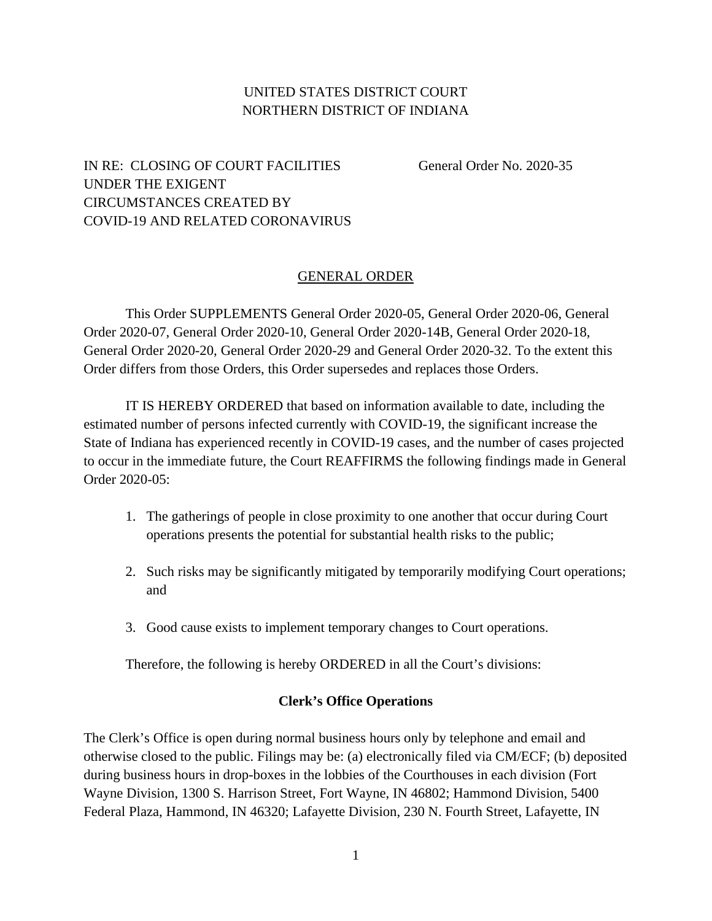UNITED STATES DISTRICT COURT
NORTHERN DISTRICT OF INDIANA

IN RE: CLOSING OF COURT FACILITIES UNDER THE EXIGENT CIRCUMSTANCES CREATED BY COVID-19 AND RELATED CORONAVIRUS

General Order No. 2020-35

## GENERAL ORDER

This Order SUPPLEMENTS General Order 2020-05, General Order 2020-06, General Order 2020-07, General Order 2020-10, General Order 2020-14B, General Order 2020-18, General Order 2020-20, General Order 2020-29 and General Order 2020-32. To the extent this Order differs from those Orders, this Order supersedes and replaces those Orders.

IT IS HEREBY ORDERED that based on information available to date, including the estimated number of persons infected currently with COVID-19, the significant increase the State of Indiana has experienced recently in COVID-19 cases, and the number of cases projected to occur in the immediate future, the Court REAFFIRMS the following findings made in General Order 2020-05:

1. The gatherings of people in close proximity to one another that occur during Court operations presents the potential for substantial health risks to the public;

2. Such risks may be significantly mitigated by temporarily modifying Court operations; and

3. Good cause exists to implement temporary changes to Court operations.

Therefore, the following is hereby ORDERED in all the Court's divisions:

### Clerk's Office Operations

The Clerk's Office is open during normal business hours only by telephone and email and otherwise closed to the public. Filings may be: (a) electronically filed via CM/ECF; (b) deposited during business hours in drop-boxes in the lobbies of the Courthouses in each division (Fort Wayne Division, 1300 S. Harrison Street, Fort Wayne, IN 46802; Hammond Division, 5400 Federal Plaza, Hammond, IN 46320; Lafayette Division, 230 N. Fourth Street, Lafayette, IN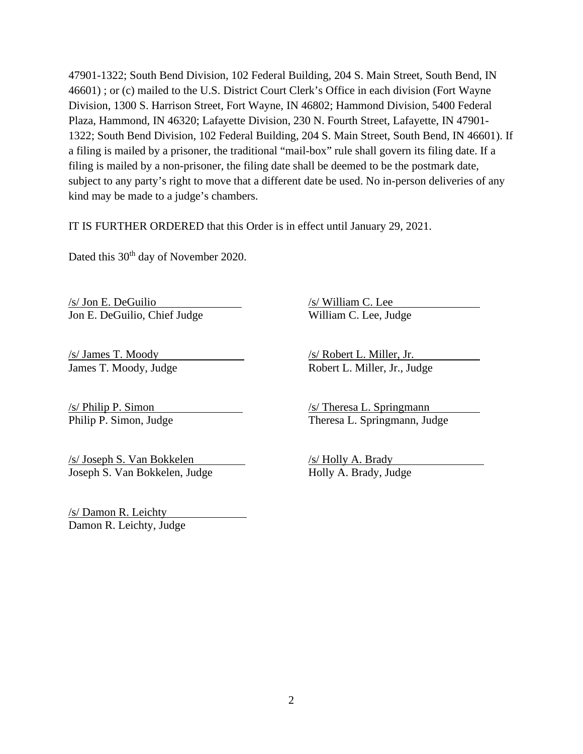47901-1322; South Bend Division, 102 Federal Building, 204 S. Main Street, South Bend, IN 46601) ; or (c) mailed to the U.S. District Court Clerk's Office in each division (Fort Wayne Division, 1300 S. Harrison Street, Fort Wayne, IN 46802; Hammond Division, 5400 Federal Plaza, Hammond, IN 46320; Lafayette Division, 230 N. Fourth Street, Lafayette, IN 47901-1322; South Bend Division, 102 Federal Building, 204 S. Main Street, South Bend, IN 46601). If a filing is mailed by a prisoner, the traditional "mail-box" rule shall govern its filing date. If a filing is mailed by a non-prisoner, the filing date shall be deemed to be the postmark date, subject to any party's right to move that a different date be used. No in-person deliveries of any kind may be made to a judge's chambers.

IT IS FURTHER ORDERED that this Order is in effect until January 29, 2021.

Dated this 30th day of November 2020.

/s/ Jon E. DeGuilio
Jon E. DeGuilio, Chief Judge

/s/ William C. Lee
William C. Lee, Judge

/s/ James T. Moody
James T. Moody, Judge

/s/ Robert L. Miller, Jr.
Robert L. Miller, Jr., Judge

/s/ Philip P. Simon
Philip P. Simon, Judge

/s/ Theresa L. Springmann
Theresa L. Springmann, Judge

/s/ Joseph S. Van Bokkelen
Joseph S. Van Bokkelen, Judge

/s/ Holly A. Brady
Holly A. Brady, Judge

/s/ Damon R. Leichty
Damon R. Leichty, Judge